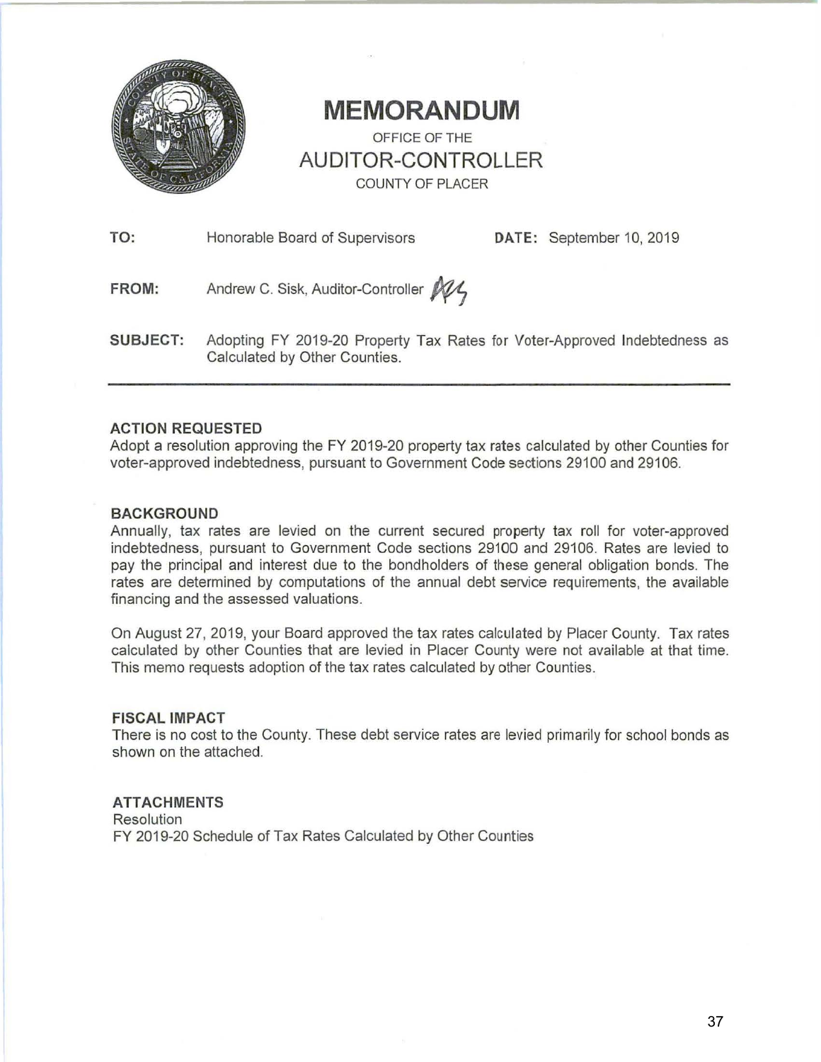# MEMORANDUM

OFFICE OF THE

## AUDITOR-CONTROLLER

COUNTY OF PLACER

**TO:** Honorable Board of Supervisors **DATE:** September 10, 2019

**FROM:** Andrew C. Sisk, Auditor-Controller

**SUBJECT:** Adopting FY 2019-20 Property Tax Rates for Voter-Approved Indebtedness as Calculated by Other Counties.

---

### ACTION REQUESTED

Adopt a resolution approving the FY 2019-20 property tax rates calculated by other Counties for voter-approved indebtedness, pursuant to Government Code sections 29100 and 29106.

### BACKGROUND

Annually, tax rates are levied on the current secured property tax roll for voter-approved indebtedness, pursuant to Government Code sections 29100 and 29106. Rates are levied to pay the principal and interest due to the bondholders of these general obligation bonds. The rates are determined by computations of the annual debt service requirements, the available financing and the assessed valuations.

On August 27, 2019, your Board approved the tax rates calculated by Placer County. Tax rates calculated by other Counties that are levied in Placer County were not available at that time. This memo requests adoption of the tax rates calculated by other Counties.

### FISCAL IMPACT

There is no cost to the County. These debt service rates are levied primarily for school bonds as shown on the attached.

### ATTACHMENTS

Resolution

FY 2019-20 Schedule of Tax Rates Calculated by Other Counties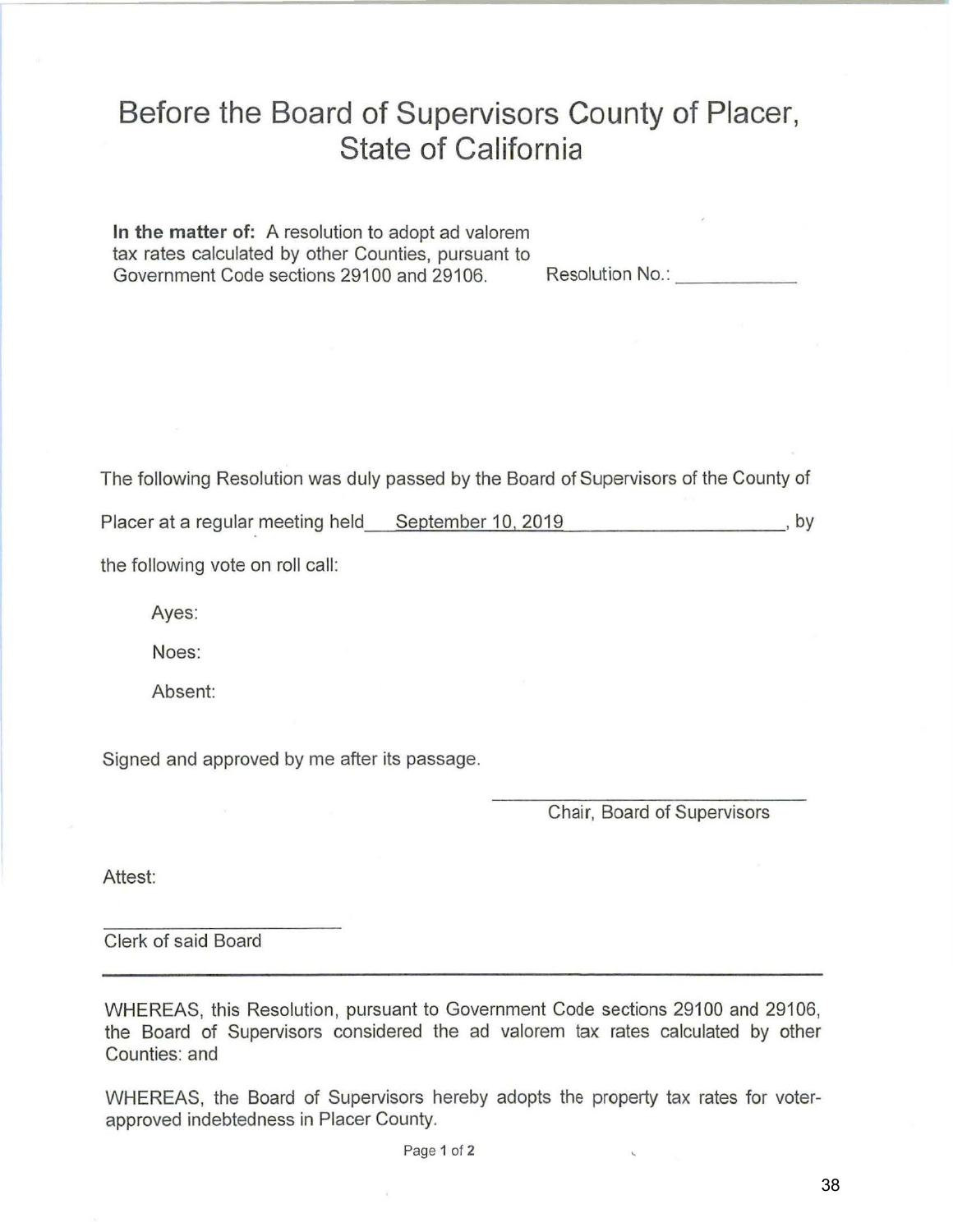# Before the Board of Supervisors County of Placer, State of California

**In the matter of:** A resolution to adopt ad valorem tax rates calculated by other Counties, pursuant to Government Code sections 29100 and 29106.

Resolution No.: ____________

The following Resolution was duly passed by the Board of Supervisors of the County of Placer at a regular meeting held ___September 10, 2019___, by the following vote on roll call:

Ayes:

Noes:

Absent:

Signed and approved by me after its passage.

____________________________
Chair, Board of Supervisors

Attest:

____________________________
Clerk of said Board

---

WHEREAS, this Resolution, pursuant to Government Code sections 29100 and 29106, the Board of Supervisors considered the ad valorem tax rates calculated by other Counties: and

WHEREAS, the Board of Supervisors hereby adopts the property tax rates for voter-approved indebtedness in Placer County.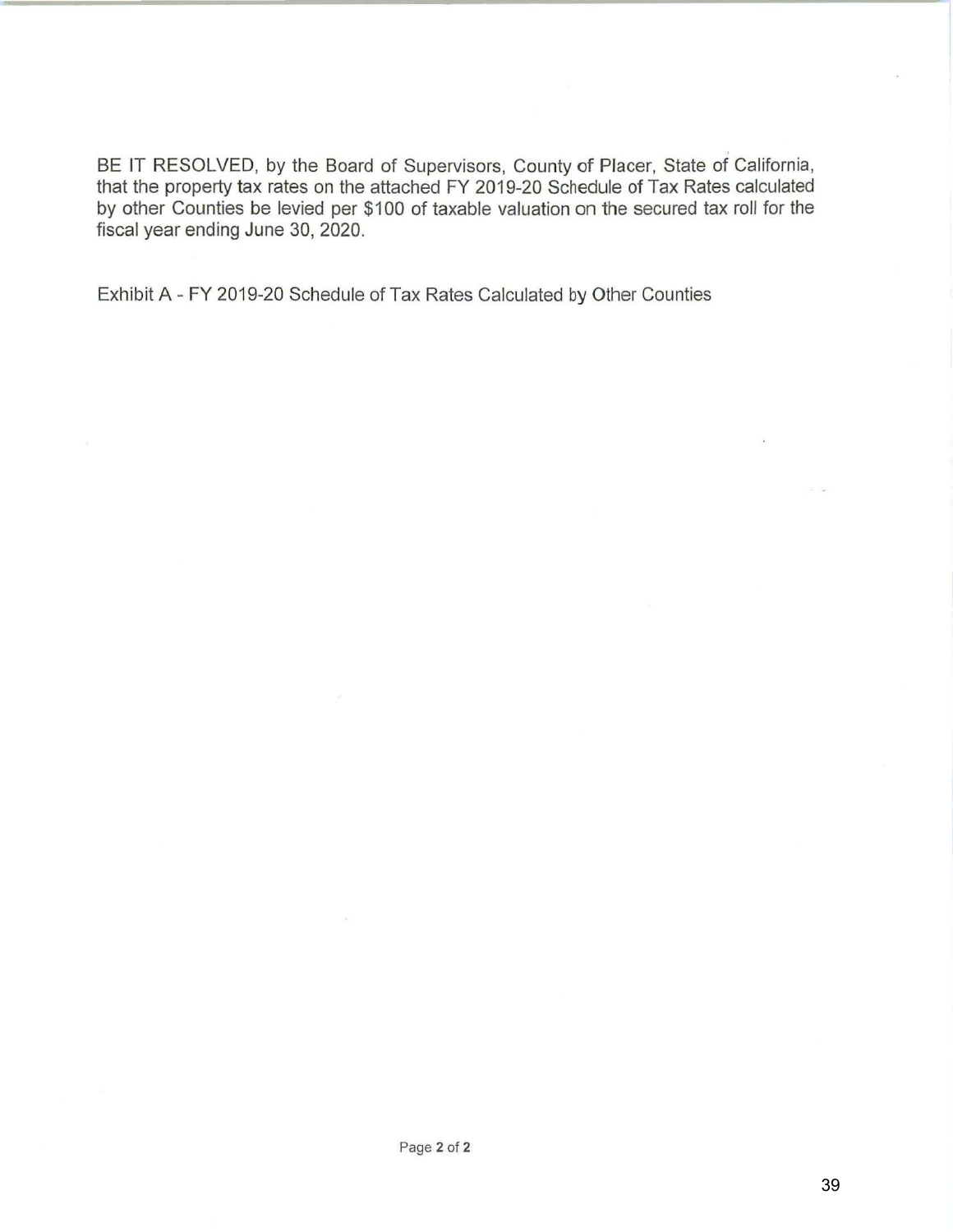BE IT RESOLVED, by the Board of Supervisors, County of Placer, State of California, that the property tax rates on the attached FY 2019-20 Schedule of Tax Rates calculated by other Counties be levied per $100 of taxable valuation on the secured tax roll for the fiscal year ending June 30, 2020.

Exhibit A - FY 2019-20 Schedule of Tax Rates Calculated by Other Counties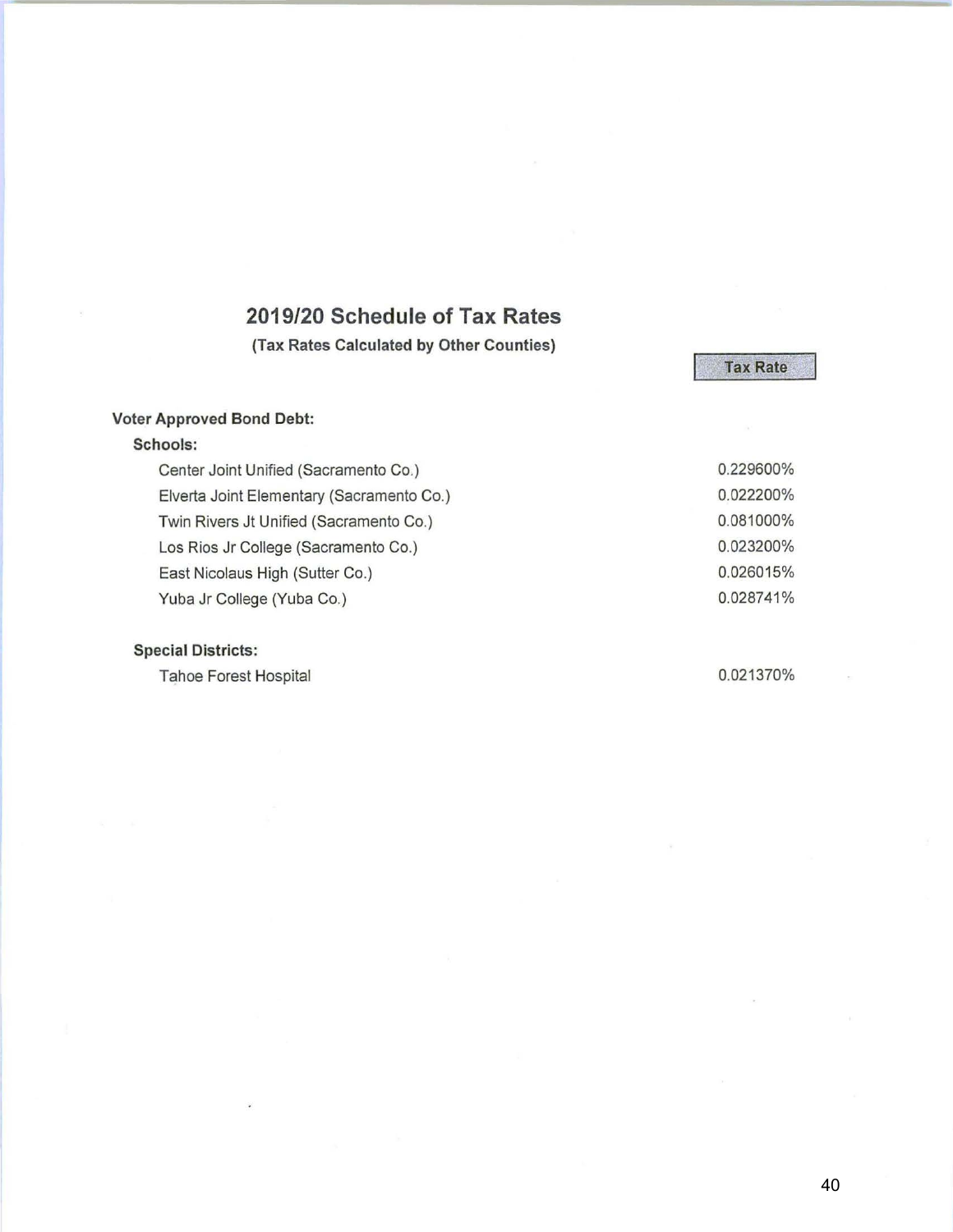## 2019/20 Schedule of Tax Rates

**(Tax Rates Calculated by Other Counties)**

| | Tax Rate |
|---|---|
| **Voter Approved Bond Debt:** | |
| **Schools:** | |
| Center Joint Unified (Sacramento Co.) | 0.229600% |
| Elverta Joint Elementary (Sacramento Co.) | 0.022200% |
| Twin Rivers Jt Unified (Sacramento Co.) | 0.081000% |
| Los Rios Jr College (Sacramento Co.) | 0.023200% |
| East Nicolaus High (Sutter Co.) | 0.026015% |
| Yuba Jr College (Yuba Co.) | 0.028741% |
| **Special Districts:** | |
| Tahoe Forest Hospital | 0.021370% |